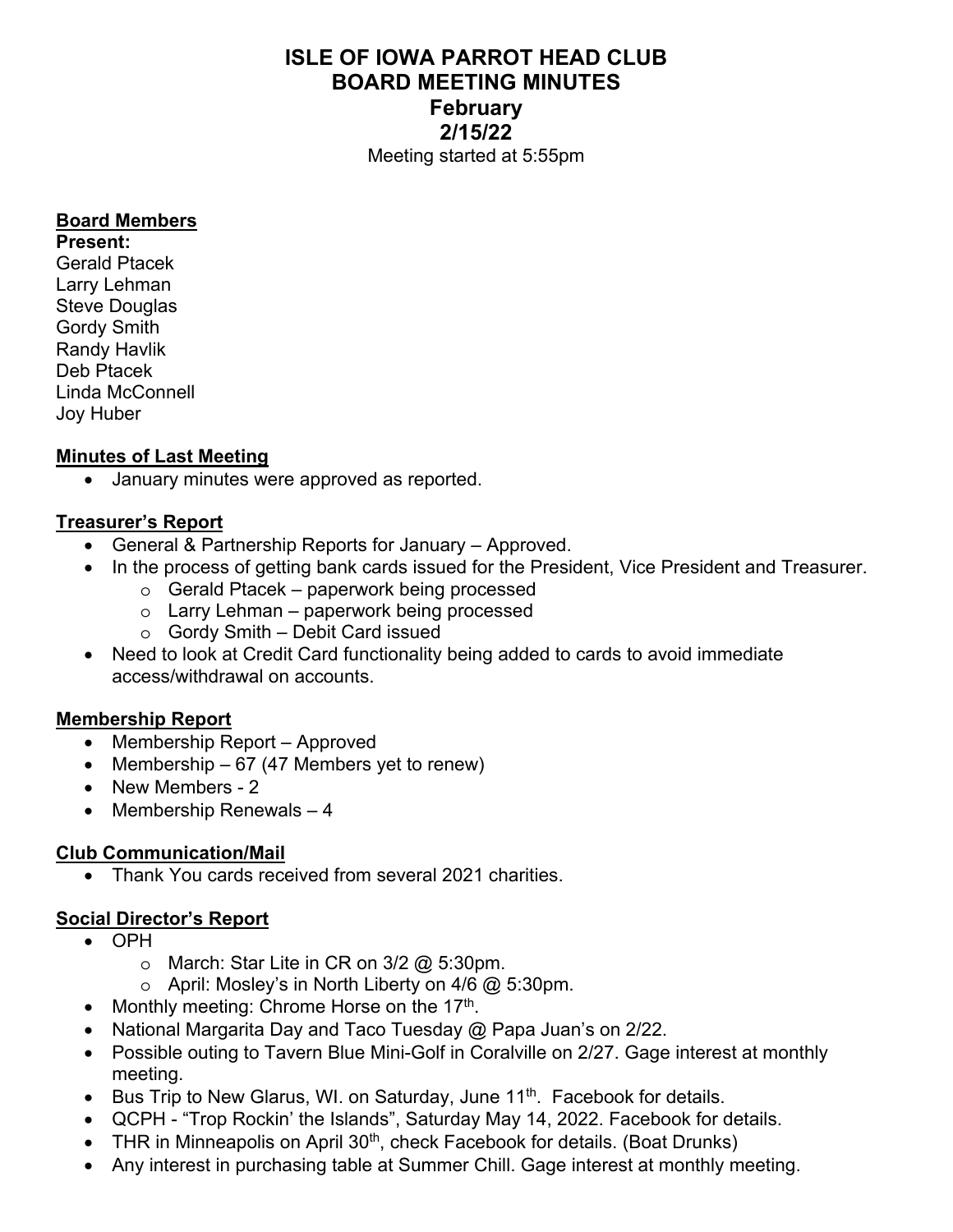# ISLE OF IOWA PARROT HEAD CLUB
# BOARD MEETING MINUTES
## February
## 2/15/22

Meeting started at 5:55pm

**Board Members**

**Present:**

Gerald Ptacek
Larry Lehman
Steve Douglas
Gordy Smith
Randy Havlik
Deb Ptacek
Linda McConnell
Joy Huber

**Minutes of Last Meeting**

- January minutes were approved as reported.

**Treasurer's Report**

- General & Partnership Reports for January – Approved.
- In the process of getting bank cards issued for the President, Vice President and Treasurer.
    - Gerald Ptacek – paperwork being processed
    - Larry Lehman – paperwork being processed
    - Gordy Smith – Debit Card issued
- Need to look at Credit Card functionality being added to cards to avoid immediate access/withdrawal on accounts.

**Membership Report**

- Membership Report – Approved
- Membership – 67 (47 Members yet to renew)
- New Members - 2
- Membership Renewals – 4

**Club Communication/Mail**

- Thank You cards received from several 2021 charities.

**Social Director's Report**

- OPH
    - March: Star Lite in CR on 3/2 @ 5:30pm.
    - April: Mosley's in North Liberty on 4/6 @ 5:30pm.
- Monthly meeting: Chrome Horse on the 17th.
- National Margarita Day and Taco Tuesday @ Papa Juan's on 2/22.
- Possible outing to Tavern Blue Mini-Golf in Coralville on 2/27. Gage interest at monthly meeting.
- Bus Trip to New Glarus, WI. on Saturday, June 11th. Facebook for details.
- QCPH - "Trop Rockin' the Islands", Saturday May 14, 2022. Facebook for details.
- THR in Minneapolis on April 30th, check Facebook for details. (Boat Drunks)
- Any interest in purchasing table at Summer Chill. Gage interest at monthly meeting.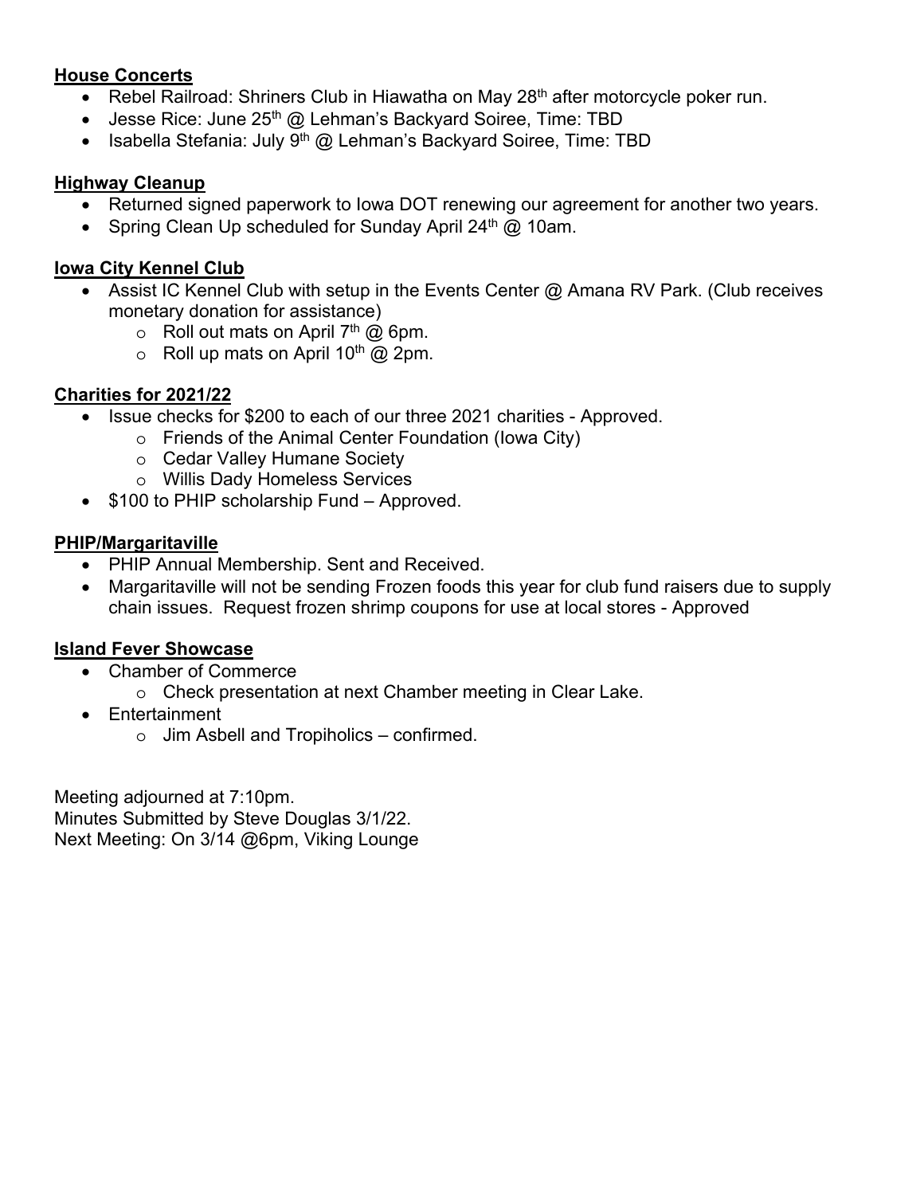**House Concerts**

- Rebel Railroad: Shriners Club in Hiawatha on May 28th after motorcycle poker run.
- Jesse Rice: June 25th @ Lehman's Backyard Soiree, Time: TBD
- Isabella Stefania: July 9th @ Lehman's Backyard Soiree, Time: TBD

**Highway Cleanup**

- Returned signed paperwork to Iowa DOT renewing our agreement for another two years.
- Spring Clean Up scheduled for Sunday April 24th @ 10am.

**Iowa City Kennel Club**

- Assist IC Kennel Club with setup in the Events Center @ Amana RV Park. (Club receives monetary donation for assistance)
  - Roll out mats on April 7th @ 6pm.
  - Roll up mats on April 10th @ 2pm.

**Charities for 2021/22**

- Issue checks for $200 to each of our three 2021 charities - Approved.
  - Friends of the Animal Center Foundation (Iowa City)
  - Cedar Valley Humane Society
  - Willis Dady Homeless Services
- $100 to PHIP scholarship Fund – Approved.

**PHIP/Margaritaville**

- PHIP Annual Membership. Sent and Received.
- Margaritaville will not be sending Frozen foods this year for club fund raisers due to supply chain issues. Request frozen shrimp coupons for use at local stores - Approved

**Island Fever Showcase**

- Chamber of Commerce
  - Check presentation at next Chamber meeting in Clear Lake.
- Entertainment
  - Jim Asbell and Tropiholics – confirmed.

Meeting adjourned at 7:10pm.
Minutes Submitted by Steve Douglas 3/1/22.
Next Meeting: On 3/14 @6pm, Viking Lounge